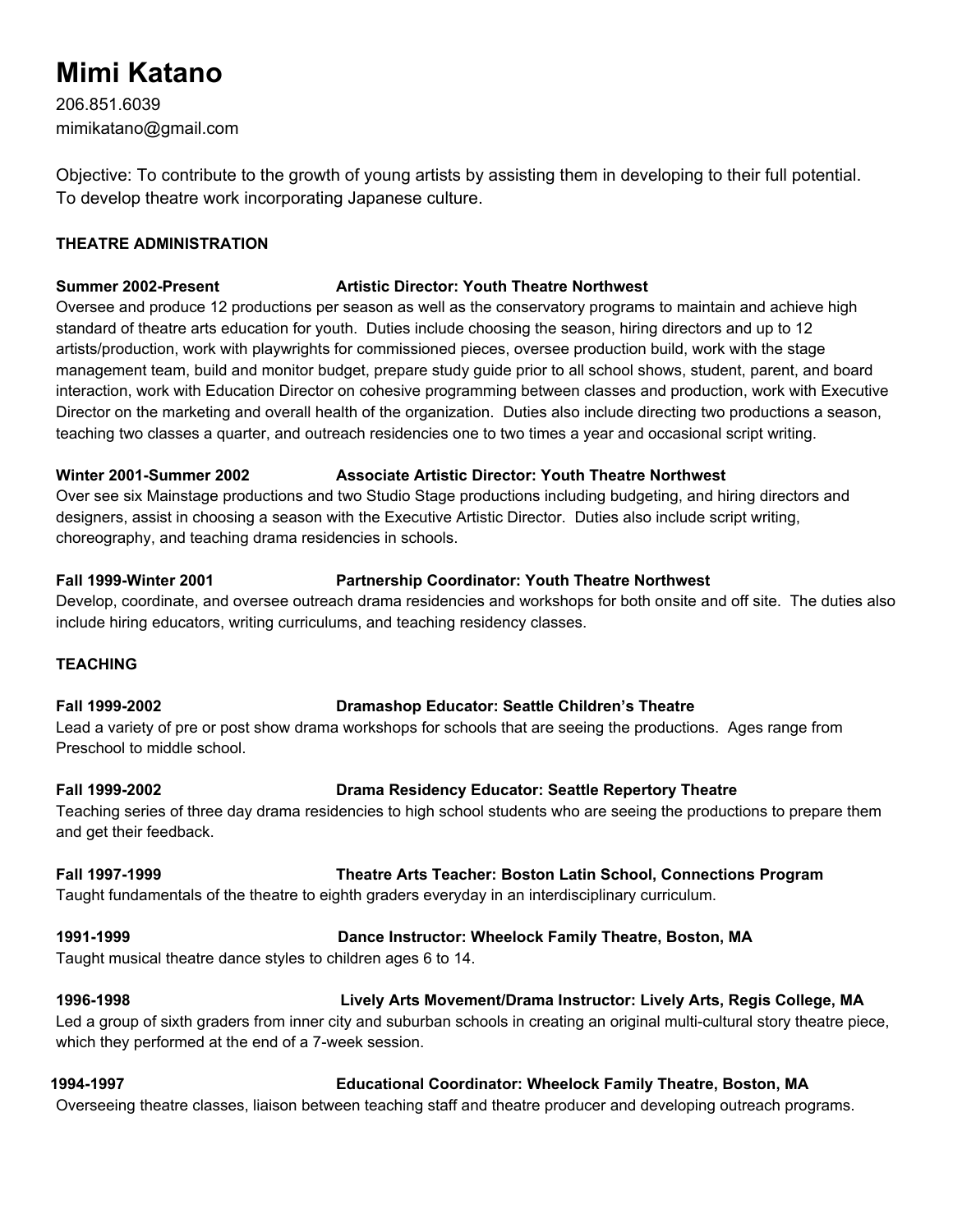# Mimi Katano

206.851.6039
mimikatano@gmail.com

Objective: To contribute to the growth of young artists by assisting them in developing to their full potential. To develop theatre work incorporating Japanese culture.

## THEATRE ADMINISTRATION

**Summer 2002-Present — Artistic Director: Youth Theatre Northwest**

Oversee and produce 12 productions per season as well as the conservatory programs to maintain and achieve high standard of theatre arts education for youth. Duties include choosing the season, hiring directors and up to 12 artists/production, work with playwrights for commissioned pieces, oversee production build, work with the stage management team, build and monitor budget, prepare study guide prior to all school shows, student, parent, and board interaction, work with Education Director on cohesive programming between classes and production, work with Executive Director on the marketing and overall health of the organization. Duties also include directing two productions a season, teaching two classes a quarter, and outreach residencies one to two times a year and occasional script writing.

**Winter 2001-Summer 2002 — Associate Artistic Director: Youth Theatre Northwest**

Over see six Mainstage productions and two Studio Stage productions including budgeting, and hiring directors and designers, assist in choosing a season with the Executive Artistic Director. Duties also include script writing, choreography, and teaching drama residencies in schools.

**Fall 1999-Winter 2001 — Partnership Coordinator: Youth Theatre Northwest**

Develop, coordinate, and oversee outreach drama residencies and workshops for both onsite and off site. The duties also include hiring educators, writing curriculums, and teaching residency classes.

## TEACHING

**Fall 1999-2002 — Dramashop Educator: Seattle Children's Theatre**

Lead a variety of pre or post show drama workshops for schools that are seeing the productions. Ages range from Preschool to middle school.

**Fall 1999-2002 — Drama Residency Educator: Seattle Repertory Theatre**

Teaching series of three day drama residencies to high school students who are seeing the productions to prepare them and get their feedback.

**Fall 1997-1999 — Theatre Arts Teacher: Boston Latin School, Connections Program**

Taught fundamentals of the theatre to eighth graders everyday in an interdisciplinary curriculum.

**1991-1999 — Dance Instructor: Wheelock Family Theatre, Boston, MA**

Taught musical theatre dance styles to children ages 6 to 14.

**1996-1998 — Lively Arts Movement/Drama Instructor: Lively Arts, Regis College, MA**

Led a group of sixth graders from inner city and suburban schools in creating an original multi-cultural story theatre piece, which they performed at the end of a 7-week session.

**1994-1997 — Educational Coordinator: Wheelock Family Theatre, Boston, MA**

Overseeing theatre classes, liaison between teaching staff and theatre producer and developing outreach programs.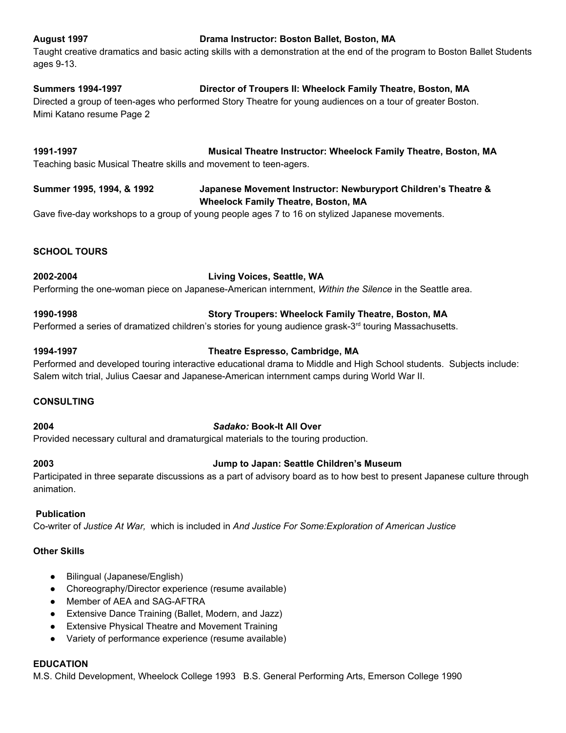**August 1997** **Drama Instructor: Boston Ballet, Boston, MA**

Taught creative dramatics and basic acting skills with a demonstration at the end of the program to Boston Ballet Students ages 9-13.

**Summers 1994-1997** **Director of Troupers II: Wheelock Family Theatre, Boston, MA**

Directed a group of teen-ages who performed Story Theatre for young audiences on a tour of greater Boston.

**1991-1997** **Musical Theatre Instructor: Wheelock Family Theatre, Boston, MA**

Teaching basic Musical Theatre skills and movement to teen-agers.

**Summer 1995, 1994, & 1992** **Japanese Movement Instructor: Newburyport Children's Theatre & Wheelock Family Theatre, Boston, MA**

Gave five-day workshops to a group of young people ages 7 to 16 on stylized Japanese movements.

## SCHOOL TOURS

**2002-2004** **Living Voices, Seattle, WA**

Performing the one-woman piece on Japanese-American internment, *Within the Silence* in the Seattle area.

**1990-1998** **Story Troupers: Wheelock Family Theatre, Boston, MA**

Performed a series of dramatized children's stories for young audience grask-3rd touring Massachusetts.

**1994-1997** **Theatre Espresso, Cambridge, MA**

Performed and developed touring interactive educational drama to Middle and High School students. Subjects include: Salem witch trial, Julius Caesar and Japanese-American internment camps during World War II.

## CONSULTING

**2004** ***Sadako:* Book-It All Over**

Provided necessary cultural and dramaturgical materials to the touring production.

**2003** **Jump to Japan: Seattle Children's Museum**

Participated in three separate discussions as a part of advisory board as to how best to present Japanese culture through animation.

## Publication

Co-writer of *Justice At War,* which is included in *And Justice For Some:Exploration of American Justice*

## Other Skills

- Bilingual (Japanese/English)
- Choreography/Director experience (resume available)
- Member of AEA and SAG-AFTRA
- Extensive Dance Training (Ballet, Modern, and Jazz)
- Extensive Physical Theatre and Movement Training
- Variety of performance experience (resume available)

## EDUCATION

M.S. Child Development, Wheelock College 1993 B.S. General Performing Arts, Emerson College 1990